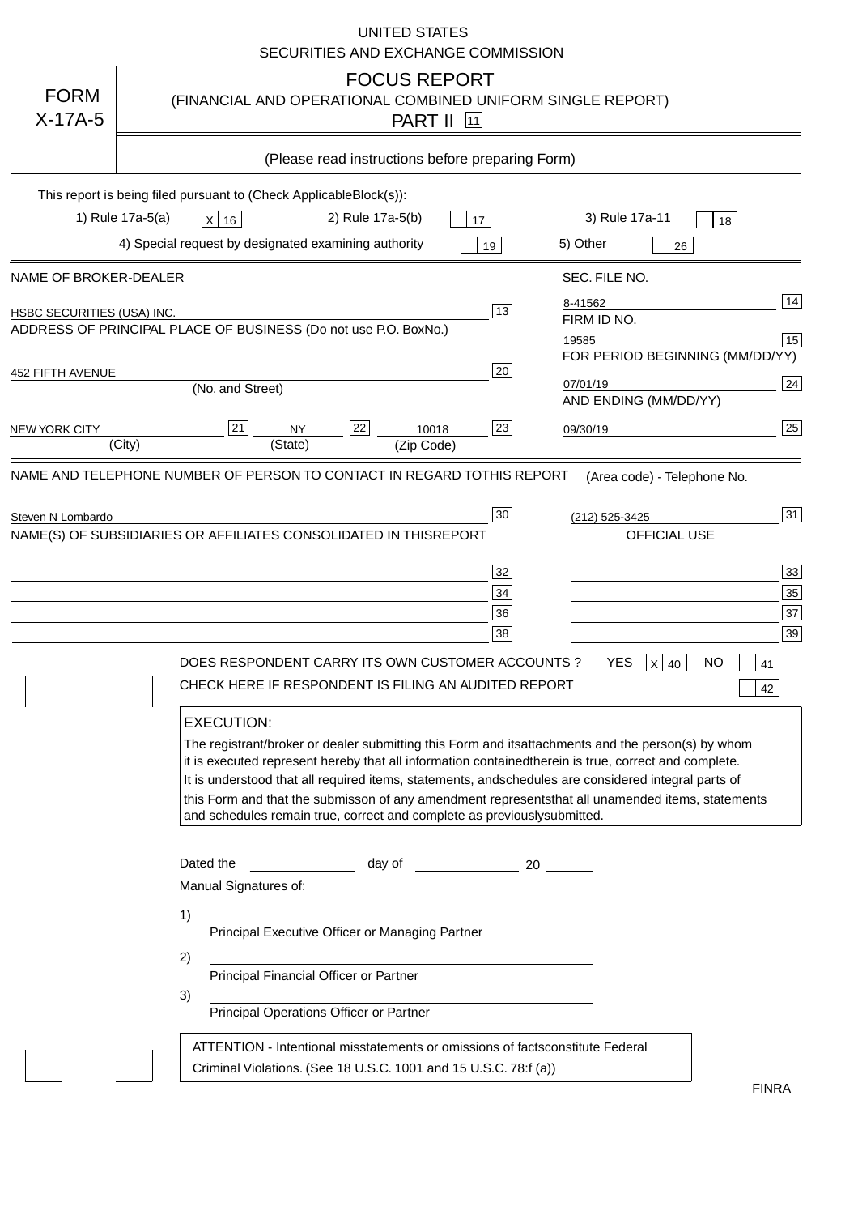UNITED STATES
SECURITIES AND EXCHANGE COMMISSION

FORM X-17A-5

# FOCUS REPORT

(FINANCIAL AND OPERATIONAL COMBINED UNIFORM SINGLE REPORT)

PART II [11]

(Please read instructions before preparing Form)

This report is being filed pursuant to (Check Applicable Block(s)):

1) Rule 17a-5(a) [X] 16 2) Rule 17a-5(b) [ ] 17 3) Rule 17a-11 [ ] 18

4) Special request by designated examining authority [ ] 19 5) Other [ ] 26

| NAME OF BROKER-DEALER | | SEC. FILE NO. | |
|---|---|---|---|
| HSBC SECURITIES (USA) INC. | 13 | 8-41562 | 14 |
| ADDRESS OF PRINCIPAL PLACE OF BUSINESS (Do not use P.O. Box No.) | | FIRM ID NO. | |
| | | 19585 | 15 |
| 452 FIFTH AVENUE (No. and Street) | 20 | FOR PERIOD BEGINNING (MM/DD/YY) | |
| | | 07/01/19 | 24 |
| NEW YORK CITY (City) [21] NY (State) [22] 10018 (Zip Code) | 23 | AND ENDING (MM/DD/YY) | |
| | | 09/30/19 | 25 |

| NAME AND TELEPHONE NUMBER OF PERSON TO CONTACT IN REGARD TO THIS REPORT | | (Area code) - Telephone No. | |
|---|---|---|---|
| Steven N Lombardo | 30 | (212) 525-3425 | 31 |
| NAME(S) OF SUBSIDIARIES OR AFFILIATES CONSOLIDATED IN THIS REPORT | | OFFICIAL USE | |
| | 32 | | 33 |
| | 34 | | 35 |
| | 36 | | 37 |
| | 38 | | 39 |

DOES RESPONDENT CARRY ITS OWN CUSTOMER ACCOUNTS? YES [X] 40 NO [ ] 41

CHECK HERE IF RESPONDENT IS FILING AN AUDITED REPORT [ ] 42

**EXECUTION:**

The registrant/broker or dealer submitting this Form and its attachments and the person(s) by whom it is executed represent hereby that all information contained therein is true, correct and complete. It is understood that all required items, statements, and schedules are considered integral parts of this Form and that the submisson of any amendment represents that all unamended items, statements and schedules remain true, correct and complete as previously submitted.

Dated the ____________ day of ____________ 20 ______

Manual Signatures of:

1) ______________________________
Principal Executive Officer or Managing Partner

2) ______________________________
Principal Financial Officer or Partner

3) ______________________________
Principal Operations Officer or Partner

ATTENTION - Intentional misstatements or omissions of facts constitute Federal Criminal Violations. (See 18 U.S.C. 1001 and 15 U.S.C. 78:f (a))

FINRA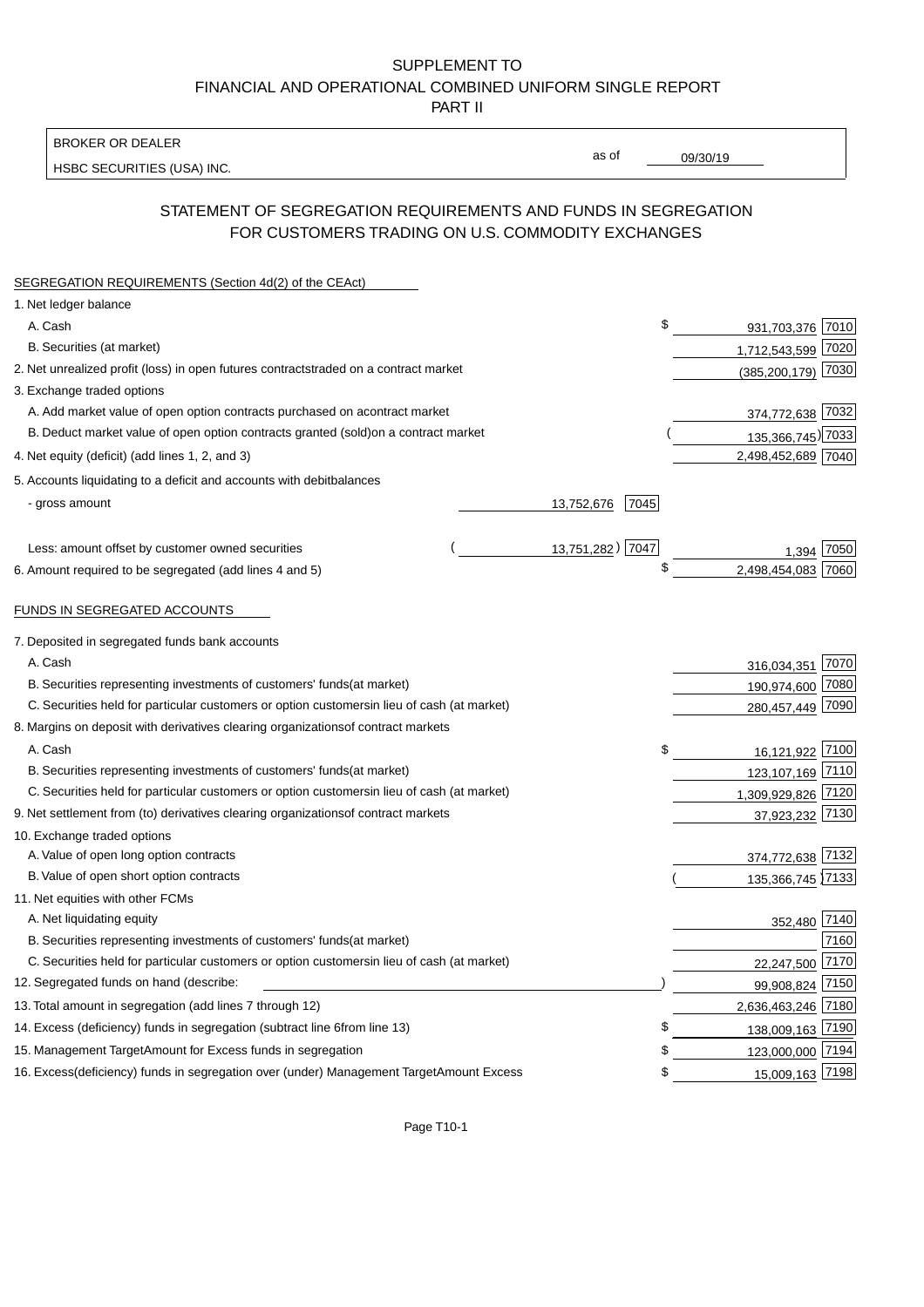SUPPLEMENT TO
FINANCIAL AND OPERATIONAL COMBINED UNIFORM SINGLE REPORT
PART II

BROKER OR DEALER
HSBC SECURITIES (USA) INC.

as of 09/30/19

## STATEMENT OF SEGREGATION REQUIREMENTS AND FUNDS IN SEGREGATION FOR CUSTOMERS TRADING ON U.S. COMMODITY EXCHANGES

SEGREGATION REQUIREMENTS (Section 4d(2) of the CEAct)

| Item | | | Amount | Code |
|---|---|---|---|---|
| 1. Net ledger balance | | | | |
| A. Cash | | | $ 931,703,376 | 7010 |
| B. Securities (at market) | | | 1,712,543,599 | 7020 |
| 2. Net unrealized profit (loss) in open futures contracts traded on a contract market | | | (385,200,179) | 7030 |
| 3. Exchange traded options | | | | |
| A. Add market value of open option contracts purchased on a contract market | | | 374,772,638 | 7032 |
| B. Deduct market value of open option contracts granted (sold) on a contract market | | | (135,366,745) | 7033 |
| 4. Net equity (deficit) (add lines 1, 2, and 3) | | | 2,498,452,689 | 7040 |
| 5. Accounts liquidating to a deficit and accounts with debit balances | | | | |
| - gross amount | 13,752,676 | 7045 | | |
| Less: amount offset by customer owned securities | (13,751,282) | 7047 | 1,394 | 7050 |
| 6. Amount required to be segregated (add lines 4 and 5) | | | $ 2,498,454,083 | 7060 |

FUNDS IN SEGREGATED ACCOUNTS

| Item | Amount | Code |
|---|---|---|
| 7. Deposited in segregated funds bank accounts | | |
| A. Cash | 316,034,351 | 7070 |
| B. Securities representing investments of customers' funds (at market) | 190,974,600 | 7080 |
| C. Securities held for particular customers or option customers in lieu of cash (at market) | 280,457,449 | 7090 |
| 8. Margins on deposit with derivatives clearing organizations of contract markets | | |
| A. Cash | $ 16,121,922 | 7100 |
| B. Securities representing investments of customers' funds (at market) | 123,107,169 | 7110 |
| C. Securities held for particular customers or option customers in lieu of cash (at market) | 1,309,929,826 | 7120 |
| 9. Net settlement from (to) derivatives clearing organizations of contract markets | 37,923,232 | 7130 |
| 10. Exchange traded options | | |
| A. Value of open long option contracts | 374,772,638 | 7132 |
| B. Value of open short option contracts | (135,366,745) | 7133 |
| 11. Net equities with other FCMs | | |
| A. Net liquidating equity | 352,480 | 7140 |
| B. Securities representing investments of customers' funds (at market) | | 7160 |
| C. Securities held for particular customers or option customers in lieu of cash (at market) | 22,247,500 | 7170 |
| 12. Segregated funds on hand (describe: ) | 99,908,824 | 7150 |
| 13. Total amount in segregation (add lines 7 through 12) | 2,636,463,246 | 7180 |
| 14. Excess (deficiency) funds in segregation (subtract line 6 from line 13) | $ 138,009,163 | 7190 |
| 15. Management Target Amount for Excess funds in segregation | $ 123,000,000 | 7194 |
| 16. Excess (deficiency) funds in segregation over (under) Management Target Amount Excess | $ 15,009,163 | 7198 |

Page T10-1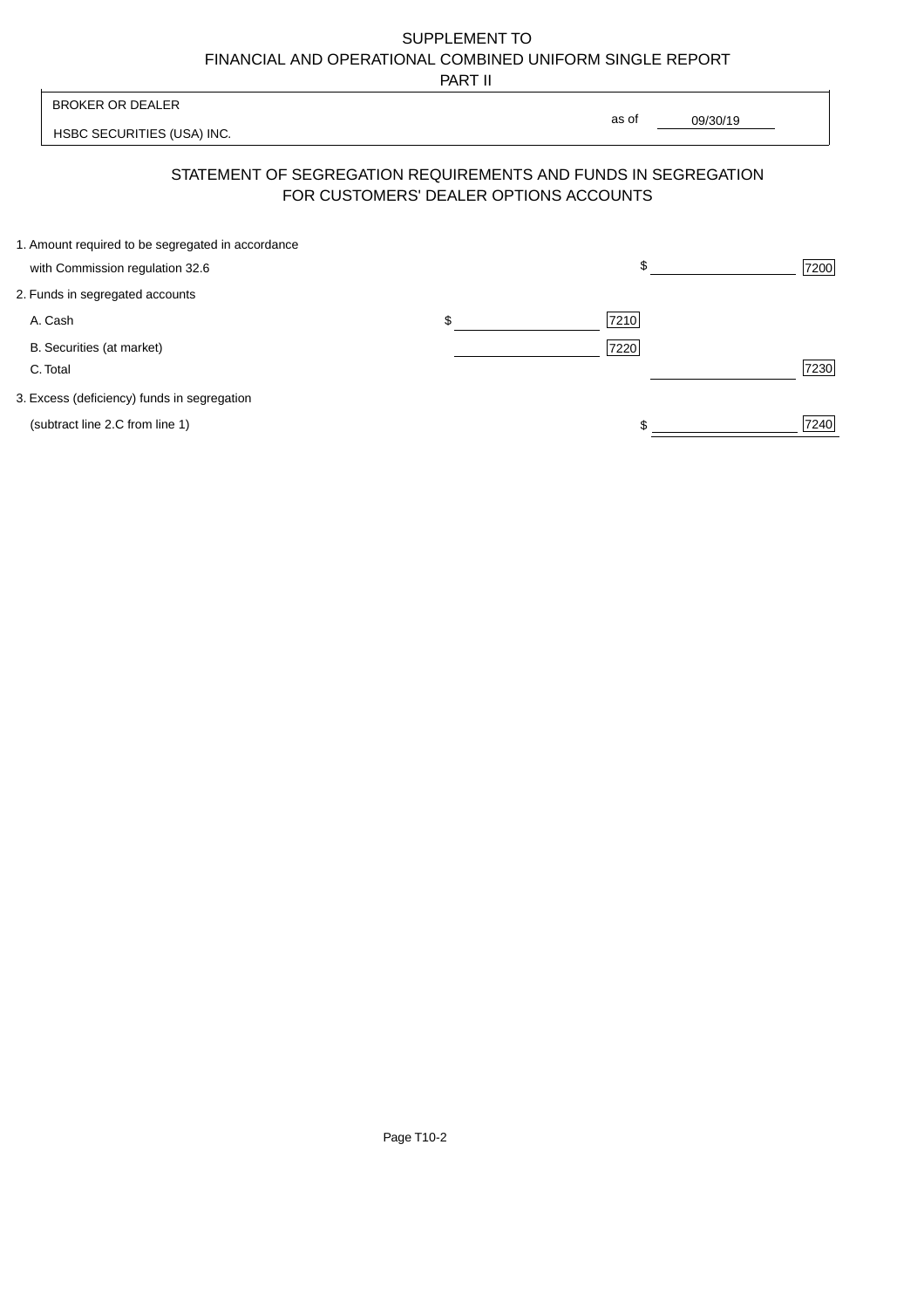SUPPLEMENT TO
FINANCIAL AND OPERATIONAL COMBINED UNIFORM SINGLE REPORT
PART II

| BROKER OR DEALER | |
|---|---|
| HSBC SECURITIES (USA) INC. | as of 09/30/19 |

## STATEMENT OF SEGREGATION REQUIREMENTS AND FUNDS IN SEGREGATION FOR CUSTOMERS' DEALER OPTIONS ACCOUNTS

| | | | | |
|---|---|---|---|---|
| 1. Amount required to be segregated in accordance with Commission regulation 32.6 | | | $ | 7200 |
| 2. Funds in segregated accounts | | | | |
| A. Cash | $ | 7210 | | |
| B. Securities (at market) | | 7220 | | |
| C. Total | | | | 7230 |
| 3. Excess (deficiency) funds in segregation (subtract line 2.C from line 1) | | | $ | 7240 |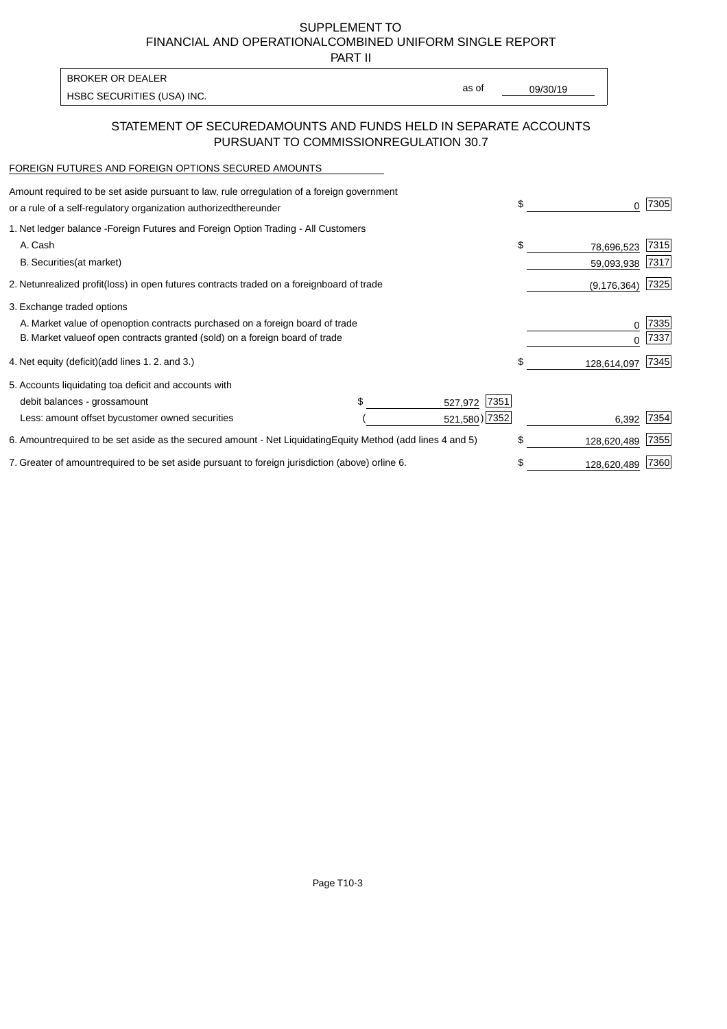SUPPLEMENT TO
FINANCIAL AND OPERATIONALCOMBINED UNIFORM SINGLE REPORT
PART II

BROKER OR DEALER
HSBC SECURITIES (USA) INC.

as of 09/30/19

## STATEMENT OF SECUREDAMOUNTS AND FUNDS HELD IN SEPARATE ACCOUNTS PURSUANT TO COMMISSIONREGULATION 30.7

FOREIGN FUTURES AND FOREIGN OPTIONS SECURED AMOUNTS

| Description | | | Amount | Code |
|---|---|---|---|---|
| Amount required to be set aside pursuant to law, rule orregulation of a foreign government or a rule of a self-regulatory organization authorizedthereunder | | | $ 0 | 7305 |
| 1. Net ledger balance -Foreign Futures and Foreign Option Trading - All Customers | | | | |
| A. Cash | | | $ 78,696,523 | 7315 |
| B. Securities(at market) | | | 59,093,938 | 7317 |
| 2. Netunrealized profit(loss) in open futures contracts traded on a foreignboard of trade | | | (9,176,364) | 7325 |
| 3. Exchange traded options | | | | |
| A. Market value of openoption contracts purchased on a foreign board of trade | | | 0 | 7335 |
| B. Market valueof open contracts granted (sold) on a foreign board of trade | | | 0 | 7337 |
| 4. Net equity (deficit)(add lines 1. 2. and 3.) | | | $ 128,614,097 | 7345 |
| 5. Accounts liquidating toa deficit and accounts with | | | | |
| debit balances - grossamount | $ 527,972 | 7351 | | |
| Less: amount offset bycustomer owned securities | (521,580) | 7352 | 6,392 | 7354 |
| 6. Amountrequired to be set aside as the secured amount - Net LiquidatingEquity Method (add lines 4 and 5) | | | $ 128,620,489 | 7355 |
| 7. Greater of amountrequired to be set aside pursuant to foreign jurisdiction (above) orline 6. | | | $ 128,620,489 | 7360 |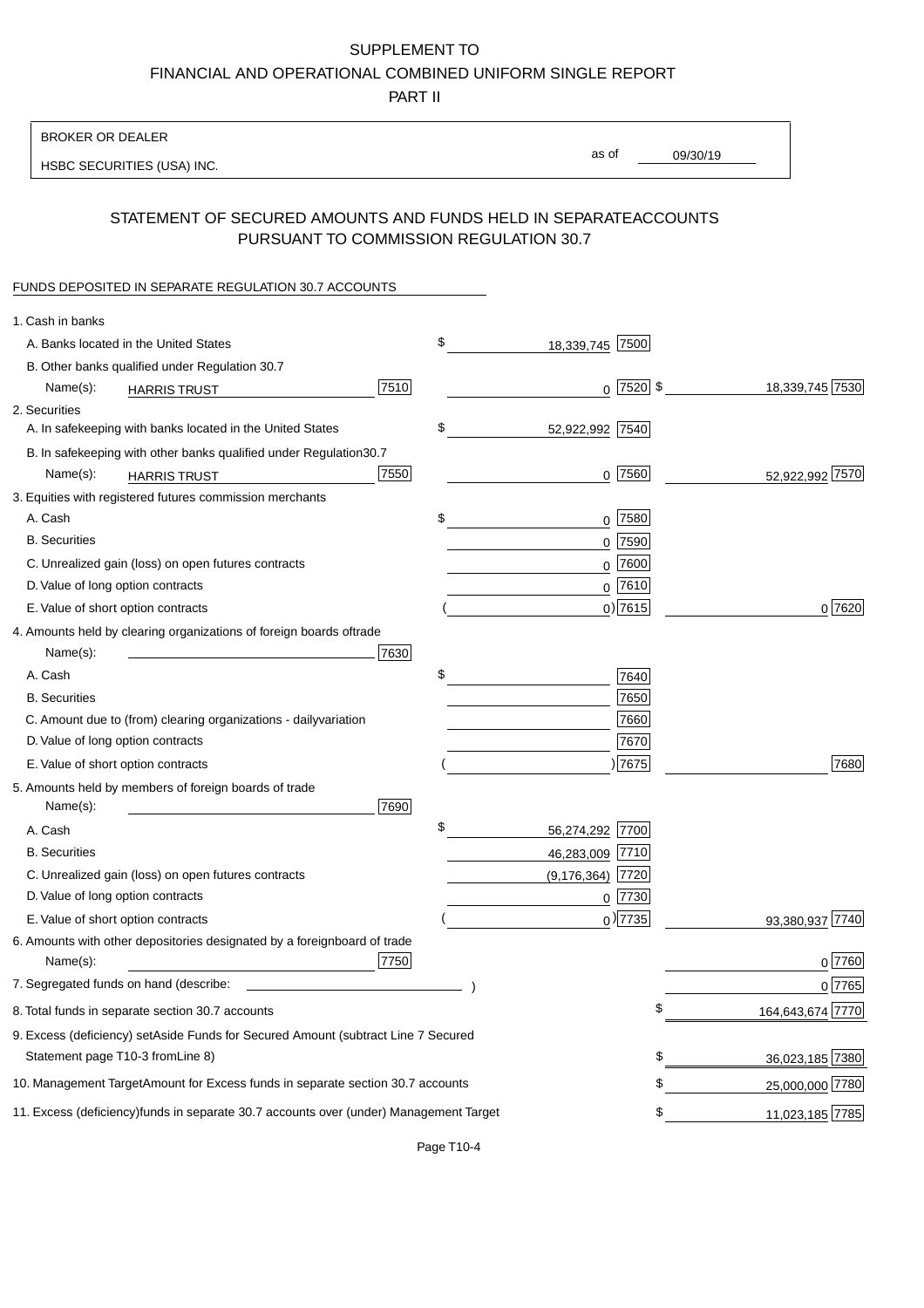SUPPLEMENT TO

FINANCIAL AND OPERATIONAL COMBINED UNIFORM SINGLE REPORT

PART II

BROKER OR DEALER

HSBC SECURITIES (USA) INC.

as of 09/30/19

## STATEMENT OF SECURED AMOUNTS AND FUNDS HELD IN SEPARATE ACCOUNTS PURSUANT TO COMMISSION REGULATION 30.7

FUNDS DEPOSITED IN SEPARATE REGULATION 30.7 ACCOUNTS

| | | | |
|---|---|---|---|
| 1. Cash in banks | | | |
| A. Banks located in the United States | | $ 18,339,745 [7500] | |
| B. Other banks qualified under Regulation 30.7 | | | |
| Name(s): HARRIS TRUST | [7510] | 0 [7520] | $ 18,339,745 [7530] |
| 2. Securities | | | |
| A. In safekeeping with banks located in the United States | | $ 52,922,992 [7540] | |
| B. In safekeeping with other banks qualified under Regulation 30.7 | | | |
| Name(s): HARRIS TRUST | [7550] | 0 [7560] | 52,922,992 [7570] |
| 3. Equities with registered futures commission merchants | | | |
| A. Cash | | $ 0 [7580] | |
| B. Securities | | 0 [7590] | |
| C. Unrealized gain (loss) on open futures contracts | | 0 [7600] | |
| D. Value of long option contracts | | 0 [7610] | |
| E. Value of short option contracts | | ( 0) [7615] | 0 [7620] |
| 4. Amounts held by clearing organizations of foreign boards of trade | | | |
| Name(s): | [7630] | | |
| A. Cash | | $ [7640] | |
| B. Securities | | [7650] | |
| C. Amount due to (from) clearing organizations - daily variation | | [7660] | |
| D. Value of long option contracts | | [7670] | |
| E. Value of short option contracts | | ( ) [7675] | [7680] |
| 5. Amounts held by members of foreign boards of trade | | | |
| Name(s): | [7690] | | |
| A. Cash | | $ 56,274,292 [7700] | |
| B. Securities | | 46,283,009 [7710] | |
| C. Unrealized gain (loss) on open futures contracts | | (9,176,364) [7720] | |
| D. Value of long option contracts | | 0 [7730] | |
| E. Value of short option contracts | | ( 0) [7735] | 93,380,937 [7740] |
| 6. Amounts with other depositories designated by a foreign board of trade | | | |
| Name(s): | [7750] | | 0 [7760] |
| 7. Segregated funds on hand (describe: ) | | | 0 [7765] |
| 8. Total funds in separate section 30.7 accounts | | | $ 164,643,674 [7770] |
| 9. Excess (deficiency) set Aside Funds for Secured Amount (subtract Line 7 Secured Statement page T10-3 from Line 8) | | | $ 36,023,185 [7380] |
| 10. Management Target Amount for Excess funds in separate section 30.7 accounts | | | $ 25,000,000 [7780] |
| 11. Excess (deficiency) funds in separate 30.7 accounts over (under) Management Target | | | $ 11,023,185 [7785] |

Page T10-4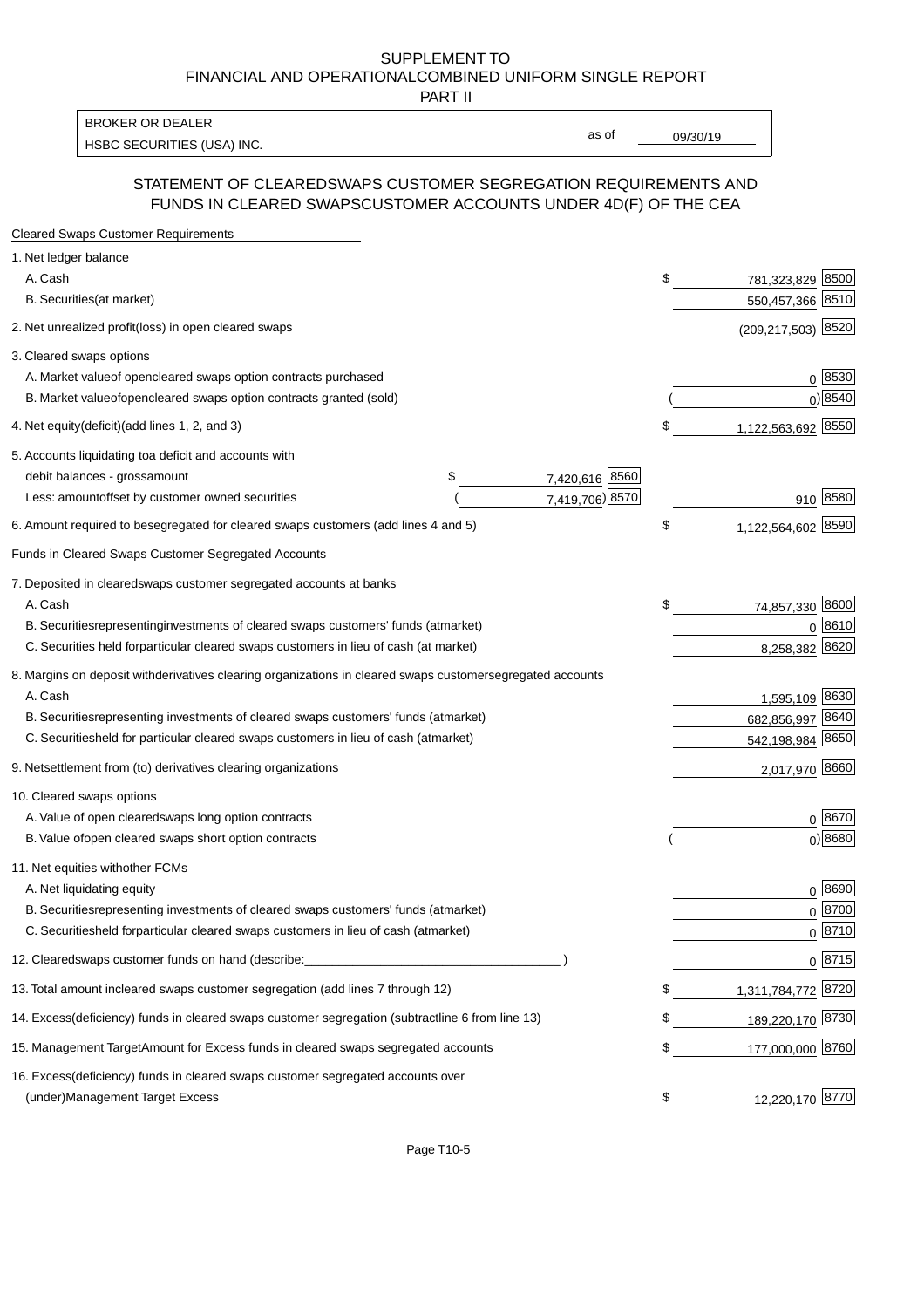SUPPLEMENT TO
FINANCIAL AND OPERATIONALCOMBINED UNIFORM SINGLE REPORT
PART II

| BROKER OR DEALER | | |
|---|---|---|
| HSBC SECURITIES (USA) INC. | as of | 09/30/19 |

## STATEMENT OF CLEAREDSWAPS CUSTOMER SEGREGATION REQUIREMENTS AND FUNDS IN CLEARED SWAPSCUSTOMER ACCOUNTS UNDER 4D(F) OF THE CEA

| | | | | |
|---|---|---|---|---|
| **Cleared Swaps Customer Requirements** | | | | |
| 1. Net ledger balance | | | | |
| A. Cash | | | $ 781,323,829 | 8500 |
| B. Securities(at market) | | | 550,457,366 | 8510 |
| 2. Net unrealized profit(loss) in open cleared swaps | | | (209,217,503) | 8520 |
| 3. Cleared swaps options | | | | |
| A. Market valueof opencleared swaps option contracts purchased | | | 0 | 8530 |
| B. Market valueofopencleared swaps option contracts granted (sold) | | | ( 0) | 8540 |
| 4. Net equity(deficit)(add lines 1, 2, and 3) | | | $ 1,122,563,692 | 8550 |
| 5. Accounts liquidating toa deficit and accounts with debit balances - grossamount | $ 7,420,616 | 8560 | | |
| Less: amountoffset by customer owned securities | ( 7,419,706) | 8570 | 910 | 8580 |
| 6. Amount required to besegregated for cleared swaps customers (add lines 4 and 5) | | | $ 1,122,564,602 | 8590 |
| **Funds in Cleared Swaps Customer Segregated Accounts** | | | | |
| 7. Deposited in clearedswaps customer segregated accounts at banks | | | | |
| A. Cash | | | $ 74,857,330 | 8600 |
| B. Securitiesrepresentinginvestments of cleared swaps customers' funds (atmarket) | | | 0 | 8610 |
| C. Securities held forparticular cleared swaps customers in lieu of cash (at market) | | | 8,258,382 | 8620 |
| 8. Margins on deposit withderivatives clearing organizations in cleared swaps customersegregated accounts | | | | |
| A. Cash | | | 1,595,109 | 8630 |
| B. Securitiesrepresenting investments of cleared swaps customers' funds (atmarket) | | | 682,856,997 | 8640 |
| C. Securitiesheld for particular cleared swaps customers in lieu of cash (atmarket) | | | 542,198,984 | 8650 |
| 9. Netsettlement from (to) derivatives clearing organizations | | | 2,017,970 | 8660 |
| 10. Cleared swaps options | | | | |
| A. Value of open clearedswaps long option contracts | | | 0 | 8670 |
| B. Value ofopen cleared swaps short option contracts | | | ( 0) | 8680 |
| 11. Net equities withother FCMs | | | | |
| A. Net liquidating equity | | | 0 | 8690 |
| B. Securitiesrepresenting investments of cleared swaps customers' funds (atmarket) | | | 0 | 8700 |
| C. Securitiesheld forparticular cleared swaps customers in lieu of cash (atmarket) | | | 0 | 8710 |
| 12. Clearedswaps customer funds on hand (describe:____________ ) | | | 0 | 8715 |
| 13. Total amount incleared swaps customer segregation (add lines 7 through 12) | | | $ 1,311,784,772 | 8720 |
| 14. Excess(deficiency) funds in cleared swaps customer segregation (subtractline 6 from line 13) | | | $ 189,220,170 | 8730 |
| 15. Management TargetAmount for Excess funds in cleared swaps segregated accounts | | | $ 177,000,000 | 8760 |
| 16. Excess(deficiency) funds in cleared swaps customer segregated accounts over (under)Management Target Excess | | | $ 12,220,170 | 8770 |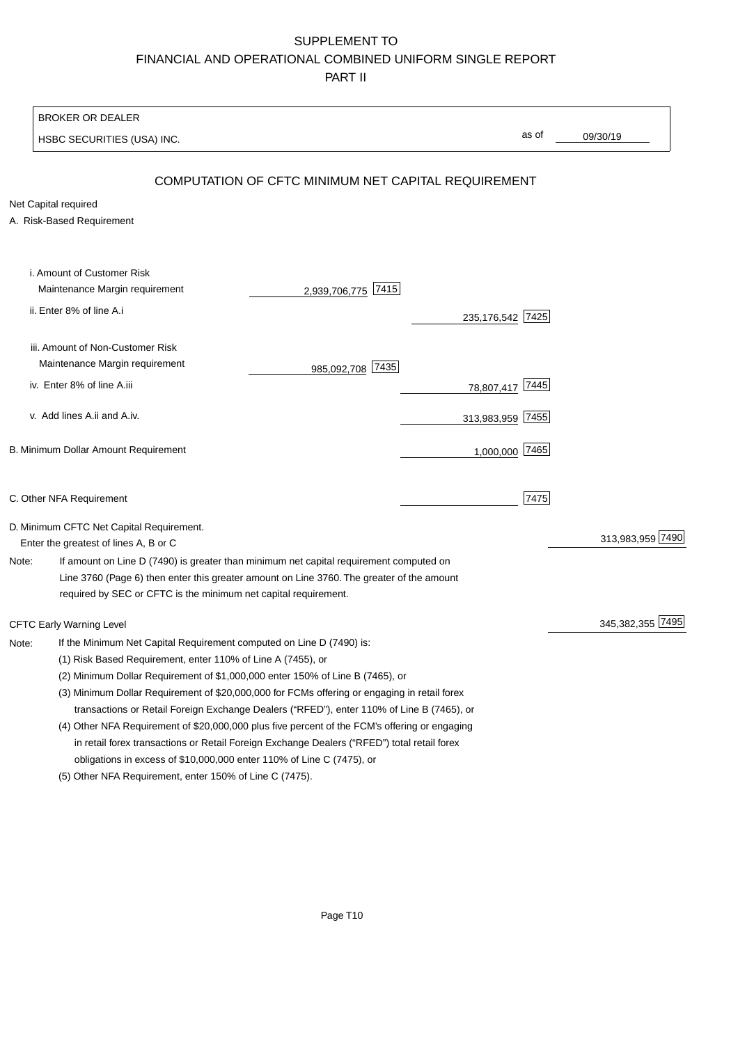SUPPLEMENT TO
FINANCIAL AND OPERATIONAL COMBINED UNIFORM SINGLE REPORT
PART II

| | | |
|---|---|---|
| BROKER OR DEALER | | |
| HSBC SECURITIES (USA) INC. | as of | 09/30/19 |

## COMPUTATION OF CFTC MINIMUM NET CAPITAL REQUIREMENT

Net Capital required

A. Risk-Based Requirement

| | | | |
|---|---|---|---|
| i. Amount of Customer Risk Maintenance Margin requirement | 2,939,706,775 [7415] | | |
| ii. Enter 8% of line A.i | | 235,176,542 [7425] | |
| iii. Amount of Non-Customer Risk Maintenance Margin requirement | 985,092,708 [7435] | | |
| iv. Enter 8% of line A.iii | | 78,807,417 [7445] | |
| v. Add lines A.ii and A.iv. | | 313,983,959 [7455] | |
| B. Minimum Dollar Amount Requirement | | 1,000,000 [7465] | |
| C. Other NFA Requirement | | [7475] | |
| D. Minimum CFTC Net Capital Requirement. Enter the greatest of lines A, B or C | | | 313,983,959 [7490] |

Note: If amount on Line D (7490) is greater than minimum net capital requirement computed on Line 3760 (Page 6) then enter this greater amount on Line 3760. The greater of the amount required by SEC or CFTC is the minimum net capital requirement.

CFTC Early Warning Level — 345,382,355 [7495]

Note: If the Minimum Net Capital Requirement computed on Line D (7490) is:

(1) Risk Based Requirement, enter 110% of Line A (7455), or

(2) Minimum Dollar Requirement of $1,000,000 enter 150% of Line B (7465), or

(3) Minimum Dollar Requirement of $20,000,000 for FCMs offering or engaging in retail forex transactions or Retail Foreign Exchange Dealers ("RFED"), enter 110% of Line B (7465), or

(4) Other NFA Requirement of $20,000,000 plus five percent of the FCM's offering or engaging in retail forex transactions or Retail Foreign Exchange Dealers ("RFED") total retail forex obligations in excess of $10,000,000 enter 110% of Line C (7475), or

(5) Other NFA Requirement, enter 150% of Line C (7475).